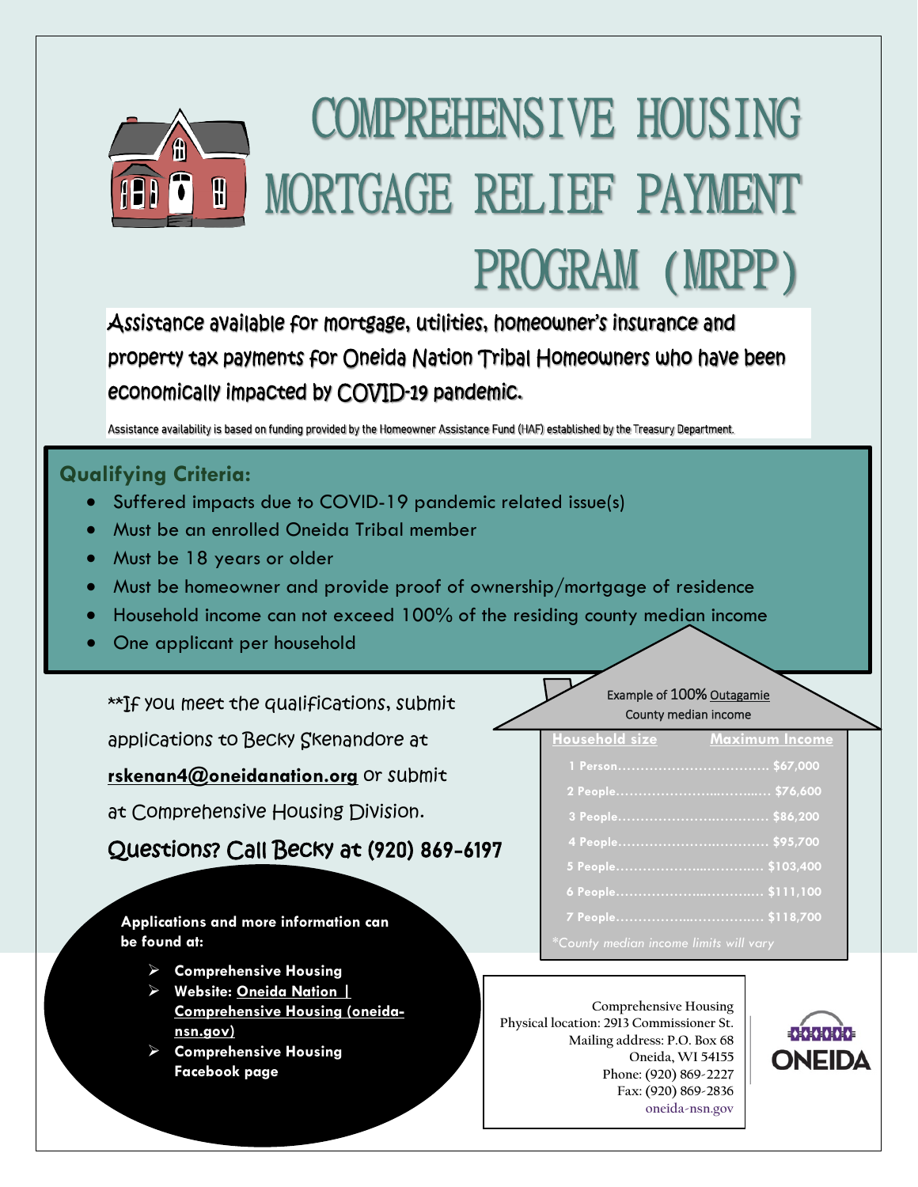# COMPREHENSIVE HOUSING MORTGAGE RELIEF PAYMENT PROGRAM (MRPP)

Assistance available for mortgage, utilities, homeowner's insurance and property tax payments for Oneida Nation Tribal Homeowners who have been economically impacted by COVID-19 pandemic.

Assistance availability is based on funding provided by the Homeowner Assistance Fund (HAF) established by the Treasury Department.

## Qualifying Criteria:

- Suffered impacts due to COVID-19 pandemic related issue(s)
- Must be an enrolled Oneida Tribal member
- Must be 18 years or older
- Must be homeowner and provide proof of ownership/mortgage of residence
- Household income can not exceed 100% of the residing county median income
- One applicant per household

**If you meet the qualifications, submit applications to Becky Skenandore at **rskenan4@oneidanation.org** or submit at Comprehensive Housing Division.

### Questions? Call Becky at (920) 869-6197

Example of 100% Outagamie County median income

| Household size | Maximum Income |
|---|---|
| 1 Person | $67,000 |
| 2 People | $76,600 |
| 3 People | $86,200 |
| 4 People | $95,700 |
| 5 People | $103,400 |
| 6 People | $111,100 |
| 7 People | $118,700 |

*County median income limits will vary

**Applications and more information can be found at:**

- **Comprehensive Housing**
- **Website: Oneida Nation | Comprehensive Housing (oneida-nsn.gov)**
- **Comprehensive Housing Facebook page**

Comprehensive Housing
Physical location: 2913 Commissioner St.
Mailing address: P.O. Box 68
Oneida, WI 54155
Phone: (920) 869-2227
Fax: (920) 869-2836
oneida-nsn.gov

ONEIDA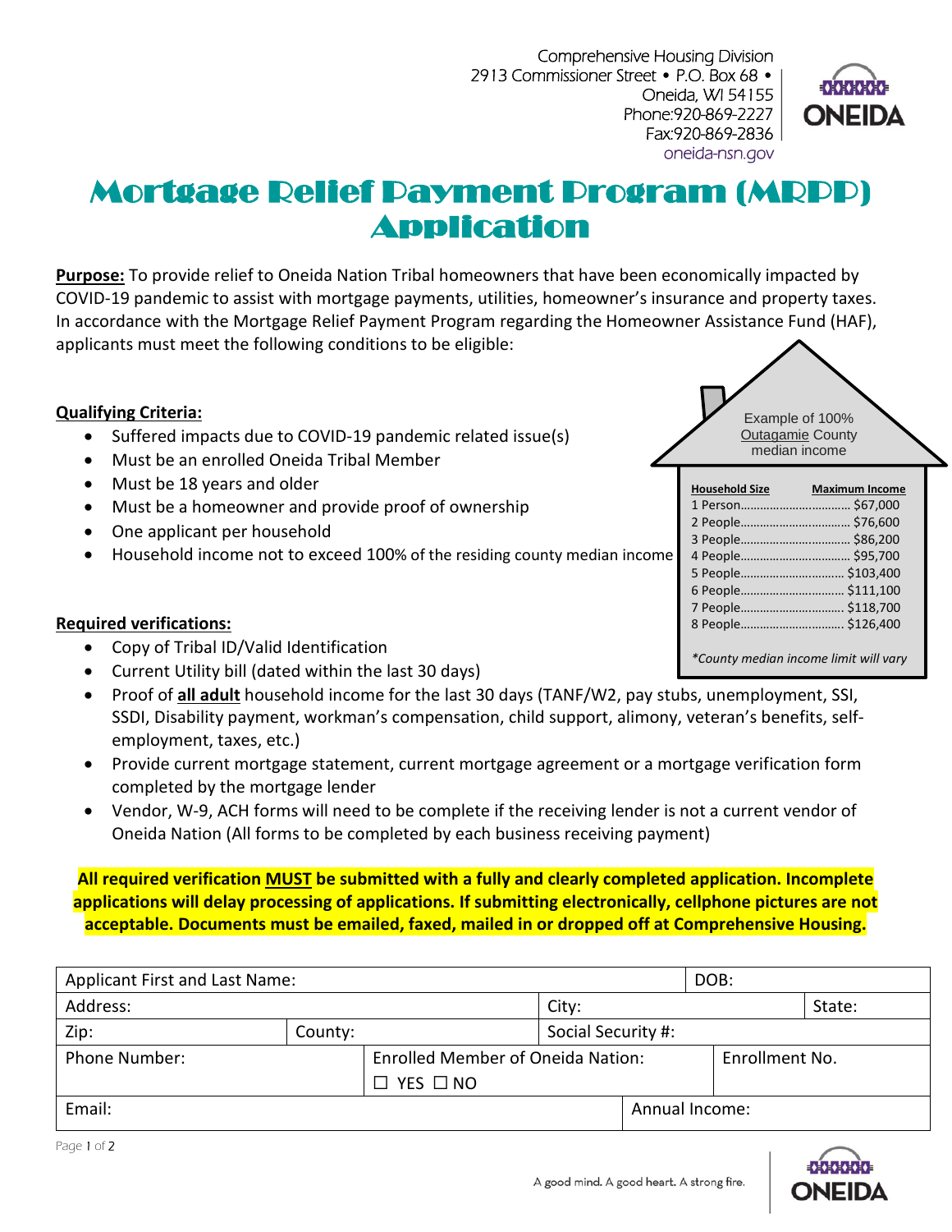Comprehensive Housing Division
2913 Commissioner Street • P.O. Box 68 •
Oneida, WI 54155
Phone:920-869-2227
Fax:920-869-2836
oneida-nsn.gov

# Mortgage Relief Payment Program (MRPP) Application

**Purpose:** To provide relief to Oneida Nation Tribal homeowners that have been economically impacted by COVID-19 pandemic to assist with mortgage payments, utilities, homeowner's insurance and property taxes. In accordance with the Mortgage Relief Payment Program regarding the Homeowner Assistance Fund (HAF), applicants must meet the following conditions to be eligible:

**Qualifying Criteria:**

- Suffered impacts due to COVID-19 pandemic related issue(s)
- Must be an enrolled Oneida Tribal Member
- Must be 18 years and older
- Must be a homeowner and provide proof of ownership
- One applicant per household
- Household income not to exceed 100% of the residing county median income

Example of 100% Outagamie County median income

| Household Size | Maximum Income |
|---|---|
| 1 Person | $67,000 |
| 2 People | $76,600 |
| 3 People | $86,200 |
| 4 People | $95,700 |
| 5 People | $103,400 |
| 6 People | $111,100 |
| 7 People | $118,700 |
| 8 People | $126,400 |

*\*County median income limit will vary*

**Required verifications:**

- Copy of Tribal ID/Valid Identification
- Current Utility bill (dated within the last 30 days)
- Proof of **all adult** household income for the last 30 days (TANF/W2, pay stubs, unemployment, SSI, SSDI, Disability payment, workman's compensation, child support, alimony, veteran's benefits, self-employment, taxes, etc.)
- Provide current mortgage statement, current mortgage agreement or a mortgage verification form completed by the mortgage lender
- Vendor, W-9, ACH forms will need to be complete if the receiving lender is not a current vendor of Oneida Nation (All forms to be completed by each business receiving payment)

**All required verification MUST be submitted with a fully and clearly completed application. Incomplete applications will delay processing of applications. If submitting electronically, cellphone pictures are not acceptable. Documents must be emailed, faxed, mailed in or dropped off at Comprehensive Housing.**

| Applicant First and Last Name: | | | DOB: |
|---|---|---|---|
| Address: | | City: | State: |
| Zip: | County: | Social Security #: | |
| Phone Number: | Enrolled Member of Oneida Nation: ☐ YES ☐ NO | | Enrollment No. |
| Email: | | Annual Income: | |

A good mind. A good heart. A strong fire.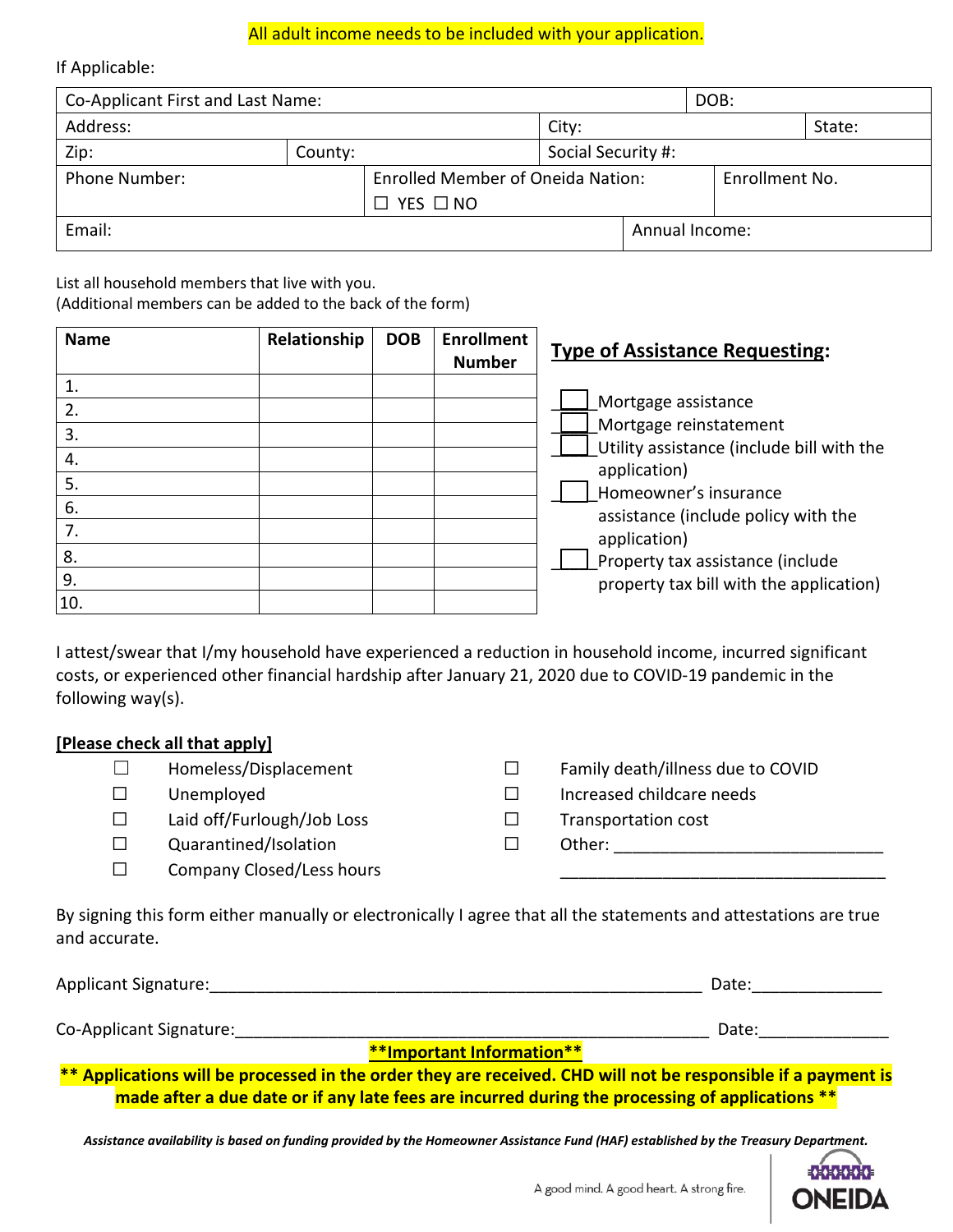All adult income needs to be included with your application.

If Applicable:

| Co-Applicant First and Last Name: | | DOB: | |
|---|---|---|---|
| Address: | City: | | State: |
| Zip: | County: | Social Security #: | |
| Phone Number: | Enrolled Member of Oneida Nation: ☐ YES ☐ NO | | Enrollment No. |
| Email: | | Annual Income: | |

List all household members that live with you.
(Additional members can be added to the back of the form)

| Name | Relationship | DOB | Enrollment Number |
|---|---|---|---|
| 1. | | | |
| 2. | | | |
| 3. | | | |
| 4. | | | |
| 5. | | | |
| 6. | | | |
| 7. | | | |
| 8. | | | |
| 9. | | | |
| 10. | | | |

**Type of Assistance Requesting:**

- ☐ Mortgage assistance
- ☐ Mortgage reinstatement
- ☐ Utility assistance (include bill with the application)
- ☐ Homeowner's insurance assistance (include policy with the application)
- ☐ Property tax assistance (include property tax bill with the application)

I attest/swear that I/my household have experienced a reduction in household income, incurred significant costs, or experienced other financial hardship after January 21, 2020 due to COVID-19 pandemic in the following way(s).

**[Please check all that apply]**

- ☐ Homeless/Displacement
- ☐ Unemployed
- ☐ Laid off/Furlough/Job Loss
- ☐ Quarantined/Isolation
- ☐ Company Closed/Less hours
- ☐ Family death/illness due to COVID
- ☐ Increased childcare needs
- ☐ Transportation cost
- ☐ Other: ______________________________
  ____________________________________

By signing this form either manually or electronically I agree that all the statements and attestations are true and accurate.

Applicant Signature:_______________________________________________________ Date:______________

Co-Applicant Signature:____________________________________________________ Date:______________

**\*\*Important Information\*\***

**\*\* Applications will be processed in the order they are received. CHD will not be responsible if a payment is made after a due date or if any late fees are incurred during the processing of applications \*\***

***Assistance availability is based on funding provided by the Homeowner Assistance Fund (HAF) established by the Treasury Department.***

A good mind. A good heart. A strong fire.

ONEIDA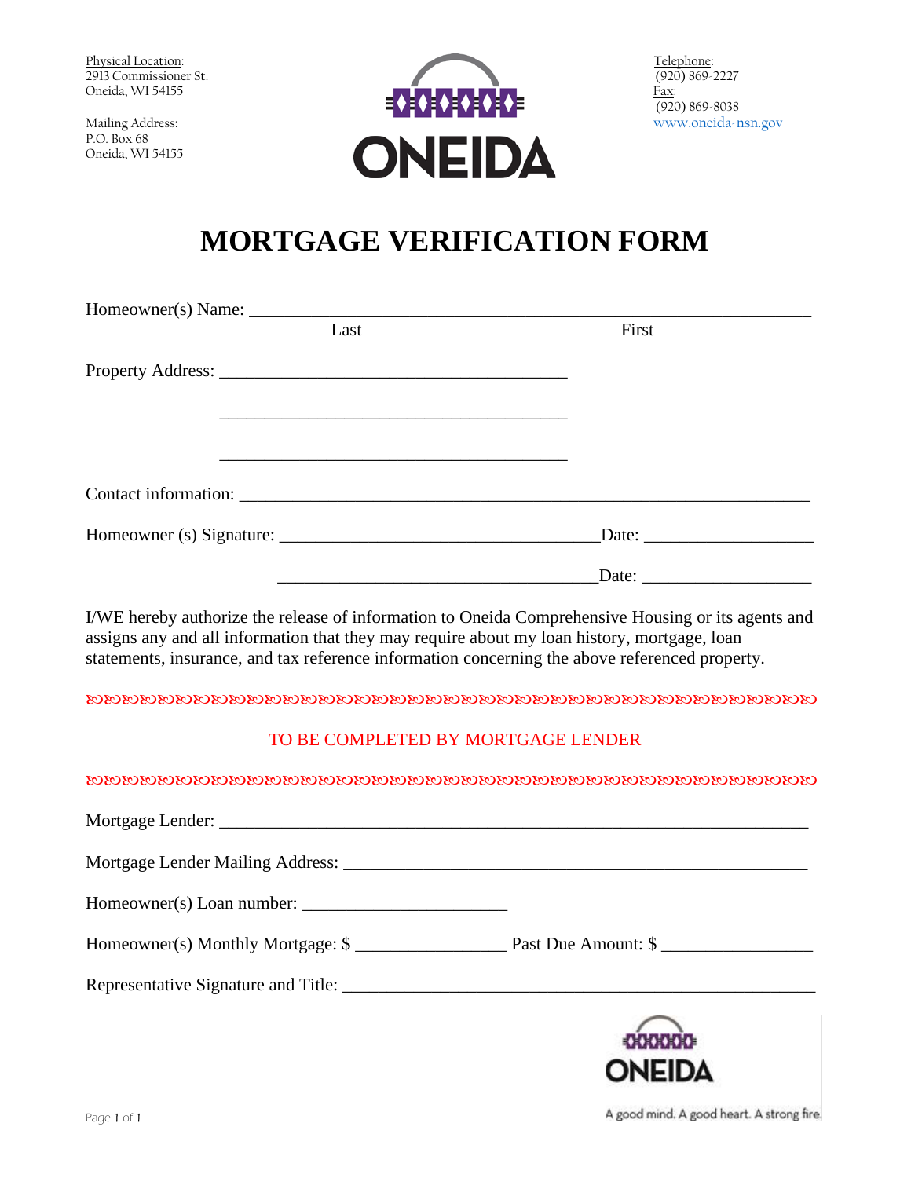Physical Location:
2913 Commissioner St.
Oneida, WI 54155

Mailing Address:
P.O. Box 68
Oneida, WI 54155

ONEIDA

Telephone:
(920) 869-2227
Fax:
(920) 869-8038
www.oneida-nsn.gov

# MORTGAGE VERIFICATION FORM

Homeowner(s) Name: ____________________________________________________________
Last First

Property Address: ______________________________________

______________________________________

______________________________________

Contact information: ______________________________________________________________

Homeowner (s) Signature: ___________________________________Date: __________________

___________________________________Date: __________________

I/WE hereby authorize the release of information to Oneida Comprehensive Housing or its agents and assigns any and all information that they may require about my loan history, mortgage, loan statements, insurance, and tax reference information concerning the above referenced property.

TO BE COMPLETED BY MORTGAGE LENDER

Mortgage Lender: _______________________________________________________________

Mortgage Lender Mailing Address: _______________________________________________

Homeowner(s) Loan number: ______________________

Homeowner(s) Monthly Mortgage: $ ________________ Past Due Amount: $ ________________

Representative Signature and Title: _____________________________________________________

ONEIDA
A good mind. A good heart. A strong fire.